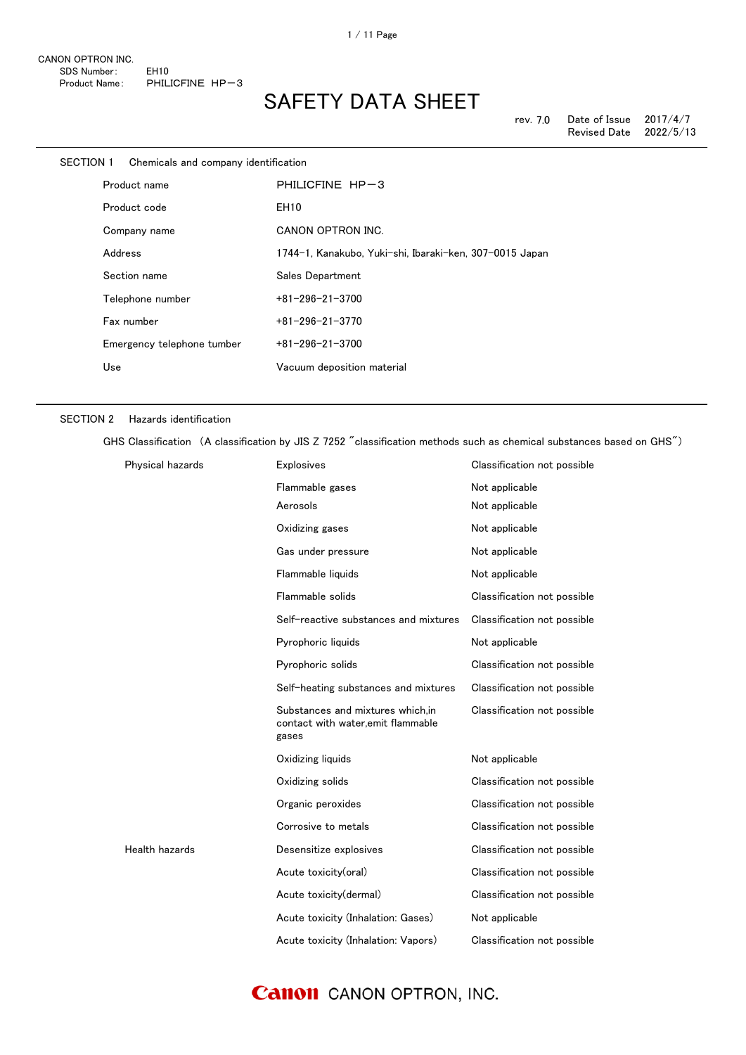CANON OPTRON INC.
SDS Number: EH10
Product Name: PHILICFINE HP－3

# SAFETY DATA SHEET

rev. 7.0 Date of Issue 2017/4/7
Revised Date 2022/5/13

## SECTION 1 Chemicals and company identification

| | |
|---|---|
| Product name | PHILICFINE HP－3 |
| Product code | EH10 |
| Company name | CANON OPTRON INC. |
| Address | 1744−1, Kanakubo, Yuki−shi, Ibaraki−ken, 307−0015 Japan |
| Section name | Sales Department |
| Telephone number | +81−296−21−3700 |
| Fax number | +81−296−21−3770 |
| Emergency telephone tumber | +81−296−21−3700 |
| Use | Vacuum deposition material |

## SECTION 2 Hazards identification

GHS Classification (A classification by JIS Z 7252 "classification methods such as chemical substances based on GHS")

| | | |
|---|---|---|
| Physical hazards | Explosives | Classification not possible |
| | Flammable gases | Not applicable |
| | Aerosols | Not applicable |
| | Oxidizing gases | Not applicable |
| | Gas under pressure | Not applicable |
| | Flammable liquids | Not applicable |
| | Flammable solids | Classification not possible |
| | Self−reactive substances and mixtures | Classification not possible |
| | Pyrophoric liquids | Not applicable |
| | Pyrophoric solids | Classification not possible |
| | Self−heating substances and mixtures | Classification not possible |
| | Substances and mixtures which,in contact with water,emit flammable gases | Classification not possible |
| | Oxidizing liquids | Not applicable |
| | Oxidizing solids | Classification not possible |
| | Organic peroxides | Classification not possible |
| | Corrosive to metals | Classification not possible |
| Health hazards | Desensitize explosives | Classification not possible |
| | Acute toxicity(oral) | Classification not possible |
| | Acute toxicity(dermal) | Classification not possible |
| | Acute toxicity (Inhalation: Gases) | Not applicable |
| | Acute toxicity (Inhalation: Vapors) | Classification not possible |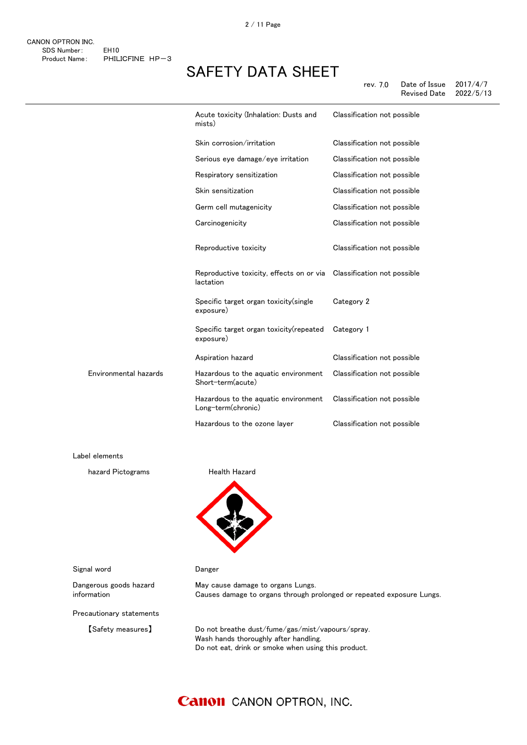| | | |
|---|---|---|
| | Acute toxicity (Inhalation: Dusts and mists) | Classification not possible |
| | Skin corrosion/irritation | Classification not possible |
| | Serious eye damage/eye irritation | Classification not possible |
| | Respiratory sensitization | Classification not possible |
| | Skin sensitization | Classification not possible |
| | Germ cell mutagenicity | Classification not possible |
| | Carcinogenicity | Classification not possible |
| | Reproductive toxicity | Classification not possible |
| | Reproductive toxicity, effects on or via lactation | Classification not possible |
| | Specific target organ toxicity(single exposure) | Category 2 |
| | Specific target organ toxicity(repeated exposure) | Category 1 |
| | Aspiration hazard | Classification not possible |
| Environmental hazards | Hazardous to the aquatic environment Short-term(acute) | Classification not possible |
| | Hazardous to the aquatic environment Long-term(chronic) | Classification not possible |
| | Hazardous to the ozone layer | Classification not possible |

Label elements

hazard Pictograms: Health Hazard

Signal word: Danger

Dangerous goods hazard information:
May cause damage to organs Lungs.
Causes damage to organs through prolonged or repeated exposure Lungs.

Precautionary statements

【Safety measures】
Do not breathe dust/fume/gas/mist/vapours/spray.
Wash hands thoroughly after handling.
Do not eat, drink or smoke when using this product.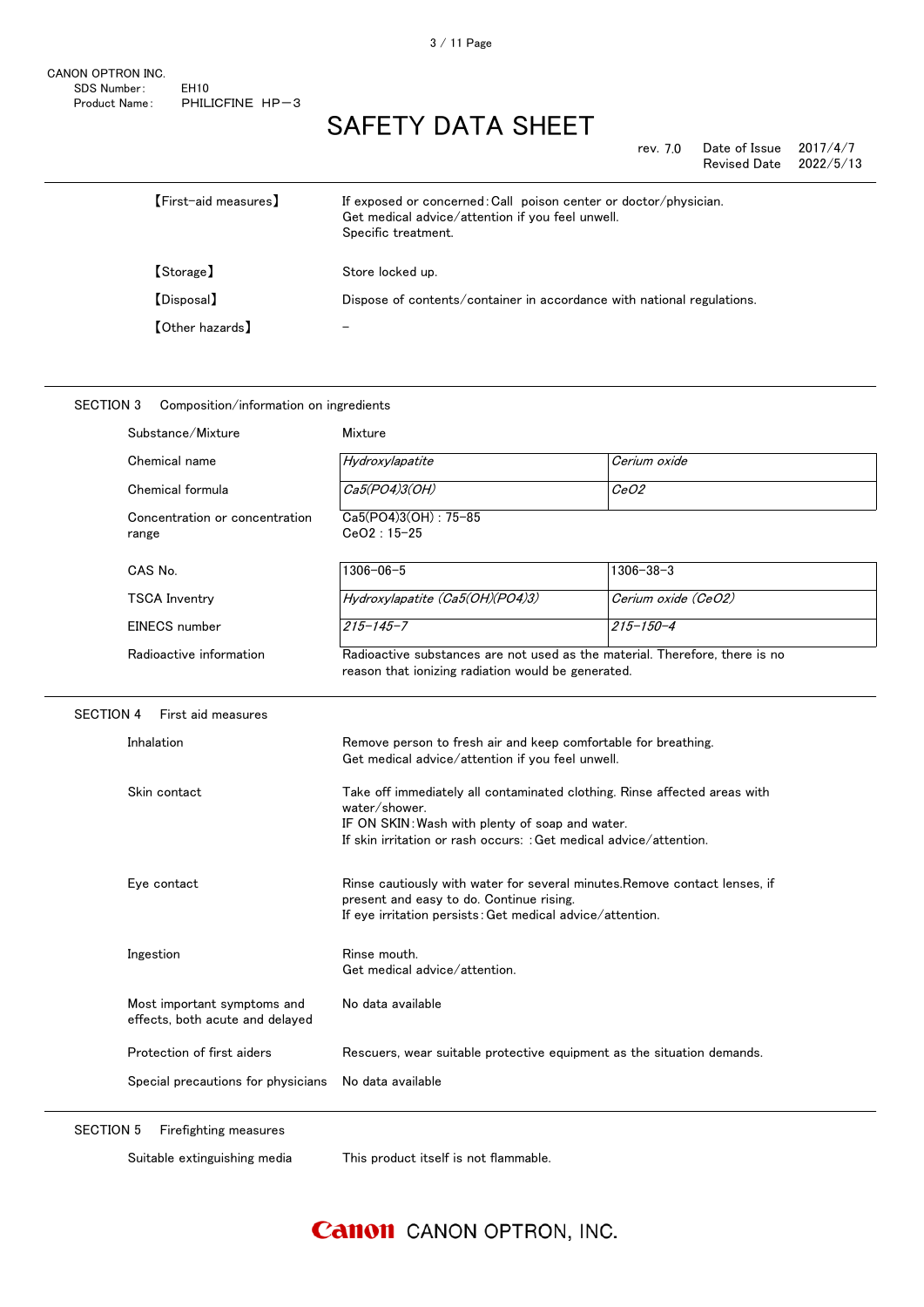| | |
|---|---|
| 【First-aid measures】 | If exposed or concerned:Call poison center or doctor/physician.<br>Get medical advice/attention if you feel unwell.<br>Specific treatment. |
| 【Storage】 | Store locked up. |
| 【Disposal】 | Dispose of contents/container in accordance with national regulations. |
| 【Other hazards】 | – |

## SECTION 3 Composition/information on ingredients

Substance/Mixture: Mixture

| | | |
|---|---|---|
| Chemical name | *Hydroxylapatite* | *Cerium oxide* |
| Chemical formula | *$Ca_5(PO_4)_3(OH)$* | *$CeO_2$* |

Concentration or concentration range: $Ca_5(PO_4)_3(OH)$ : 75–85; $CeO_2$ : 15–25

| | | |
|---|---|---|
| CAS No. | 1306–06–5 | 1306–38–3 |
| TSCA Inventry | *Hydroxylapatite ($Ca_5(OH)(PO_4)_3$)* | *Cerium oxide ($CeO_2$)* |
| EINECS number | *215–145–7* | *215–150–4* |

Radioactive information: Radioactive substances are not used as the material. Therefore, there is no reason that ionizing radiation would be generated.

## SECTION 4 First aid measures

| | |
|---|---|
| Inhalation | Remove person to fresh air and keep comfortable for breathing.<br>Get medical advice/attention if you feel unwell. |
| Skin contact | Take off immediately all contaminated clothing. Rinse affected areas with water/shower.<br>IF ON SKIN:Wash with plenty of soap and water.<br>If skin irritation or rash occurs: :Get medical advice/attention. |
| Eye contact | Rinse cautiously with water for several minutes.Remove contact lenses, if present and easy to do. Continue rising.<br>If eye irritation persists:Get medical advice/attention. |
| Ingestion | Rinse mouth.<br>Get medical advice/attention. |
| Most important symptoms and effects, both acute and delayed | No data available |
| Protection of first aiders | Rescuers, wear suitable protective equipment as the situation demands. |
| Special precautions for physicians | No data available |

## SECTION 5 Firefighting measures

| | |
|---|---|
| Suitable extinguishing media | This product itself is not flammable. |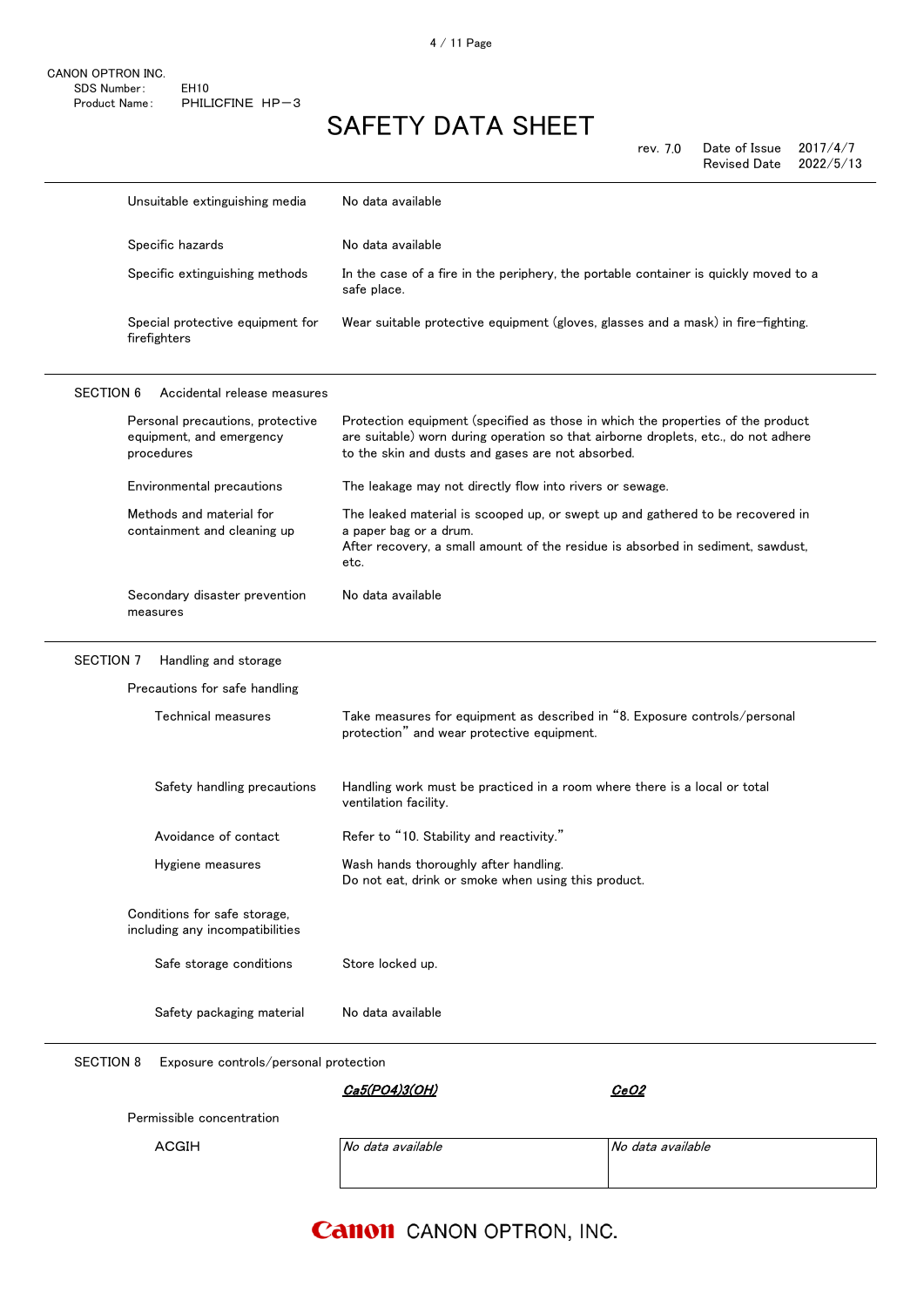| | |
|---|---|
| Unsuitable extinguishing media | No data available |
| Specific hazards | No data available |
| Specific extinguishing methods | In the case of a fire in the periphery, the portable container is quickly moved to a safe place. |
| Special protective equipment for firefighters | Wear suitable protective equipment (gloves, glasses and a mask) in fire-fighting. |

## SECTION 6 Accidental release measures

| | |
|---|---|
| Personal precautions, protective equipment, and emergency procedures | Protection equipment (specified as those in which the properties of the product are suitable) worn during operation so that airborne droplets, etc., do not adhere to the skin and dusts and gases are not absorbed. |
| Environmental precautions | The leakage may not directly flow into rivers or sewage. |
| Methods and material for containment and cleaning up | The leaked material is scooped up, or swept up and gathered to be recovered in a paper bag or a drum.<br>After recovery, a small amount of the residue is absorbed in sediment, sawdust, etc. |
| Secondary disaster prevention measures | No data available |

## SECTION 7 Handling and storage

Precautions for safe handling

| | |
|---|---|
| Technical measures | Take measures for equipment as described in “8. Exposure controls/personal protection” and wear protective equipment. |
| Safety handling precautions | Handling work must be practiced in a room where there is a local or total ventilation facility. |
| Avoidance of contact | Refer to “10. Stability and reactivity.” |
| Hygiene measures | Wash hands thoroughly after handling.<br>Do not eat, drink or smoke when using this product. |

Conditions for safe storage, including any incompatibilities

| | |
|---|---|
| Safe storage conditions | Store locked up. |
| Safety packaging material | No data available |

## SECTION 8 Exposure controls/personal protection

| | *$Ca_5(PO_4)_3(OH)$* | *$CeO_2$* |
|---|---|---|
| Permissible concentration | | |
| ACGIH | *No data available* | *No data available* |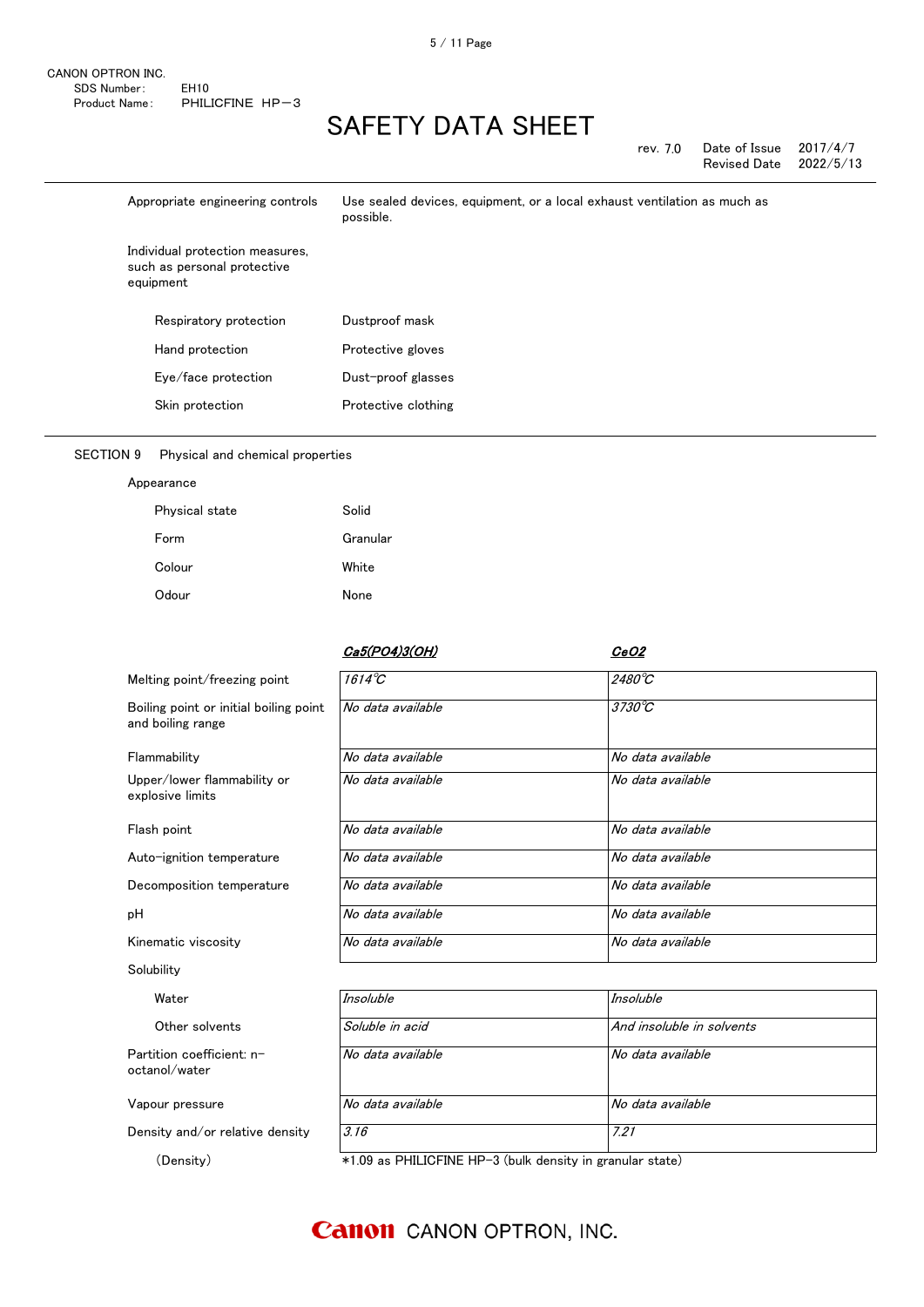| | |
|---|---|
| Appropriate engineering controls | Use sealed devices, equipment, or a local exhaust ventilation as much as possible. |
| Individual protection measures, such as personal protective equipment | |
| Respiratory protection | Dustproof mask |
| Hand protection | Protective gloves |
| Eye/face protection | Dust-proof glasses |
| Skin protection | Protective clothing |

## SECTION 9 Physical and chemical properties

Appearance

| | |
|---|---|
| Physical state | Solid |
| Form | Granular |
| Colour | White |
| Odour | None |

| | $Ca_5(PO_4)_3(OH)$ | $CeO_2$ |
|---|---|---|
| Melting point/freezing point | *1614℃* | *2480℃* |
| Boiling point or initial boiling point and boiling range | *No data available* | *3730℃* |
| Flammability | *No data available* | *No data available* |
| Upper/lower flammability or explosive limits | *No data available* | *No data available* |
| Flash point | *No data available* | *No data available* |
| Auto-ignition temperature | *No data available* | *No data available* |
| Decomposition temperature | *No data available* | *No data available* |
| pH | *No data available* | *No data available* |
| Kinematic viscosity | *No data available* | *No data available* |
| Solubility | | |
| Water | *Insoluble* | *Insoluble* |
| Other solvents | *Soluble in acid* | *And insoluble in solvents* |
| Partition coefficient: n-octanol/water | *No data available* | *No data available* |
| Vapour pressure | *No data available* | *No data available* |
| Density and/or relative density | *3.16* | *7.21* |
| (Density) | *1.09 as PHILICFINE HP-3 (bulk density in granular state) | |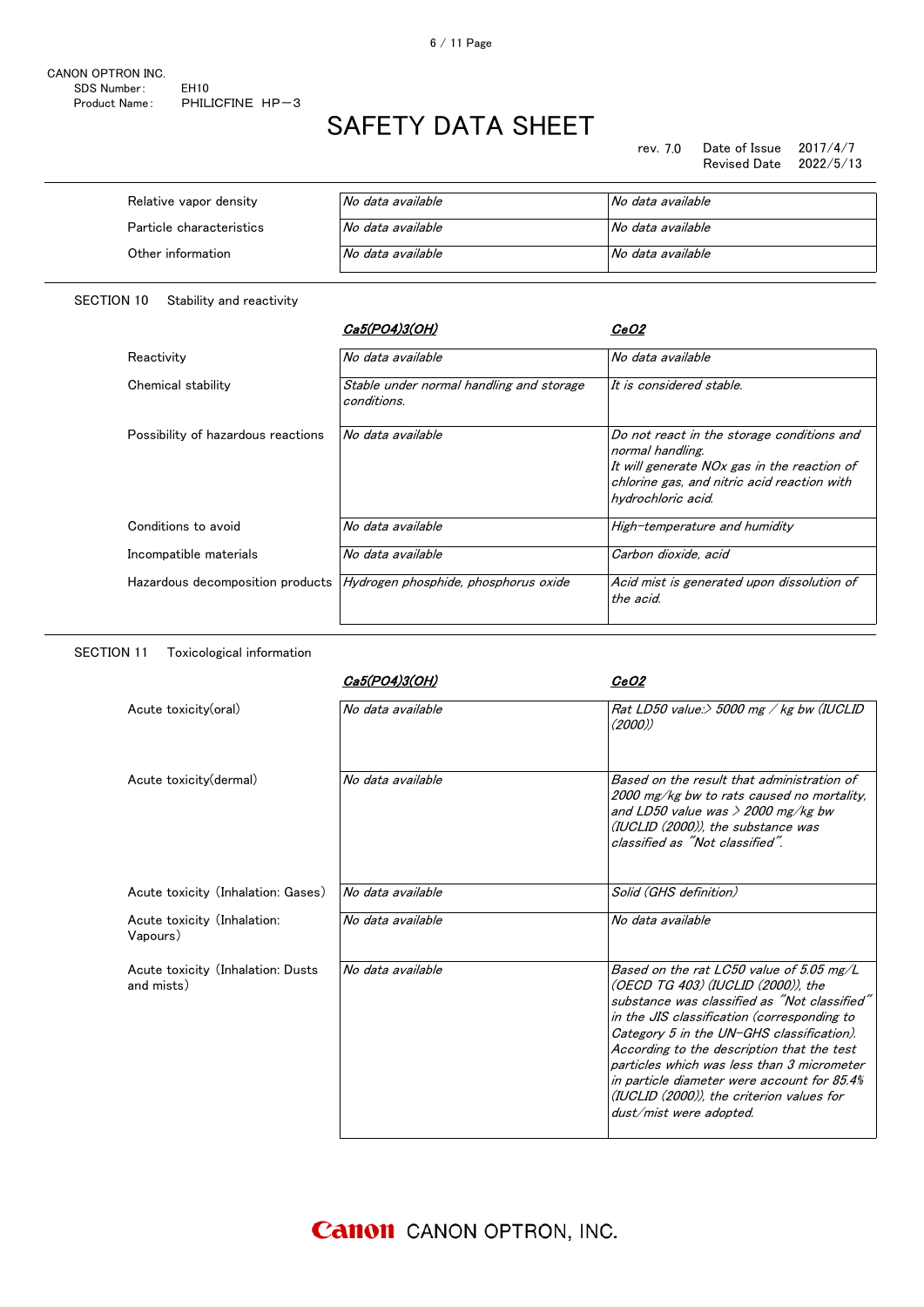| | | |
|---|---|---|
| Relative vapor density | *No data available* | *No data available* |
| Particle characteristics | *No data available* | *No data available* |
| Other information | *No data available* | *No data available* |

## SECTION 10　Stability and reactivity

| | $Ca_5(PO_4)_3(OH)$ | $CeO_2$ |
|---|---|---|
| Reactivity | *No data available* | *No data available* |
| Chemical stability | *Stable under normal handling and storage conditions.* | *It is considered stable.* |
| Possibility of hazardous reactions | *No data available* | *Do not react in the storage conditions and normal handling. It will generate NOx gas in the reaction of chlorine gas, and nitric acid reaction with hydrochloric acid.* |
| Conditions to avoid | *No data available* | *High-temperature and humidity* |
| Incompatible materials | *No data available* | *Carbon dioxide, acid* |
| Hazardous decomposition products | *Hydrogen phosphide, phosphorus oxide* | *Acid mist is generated upon dissolution of the acid.* |

## SECTION 11　Toxicological information

| | $Ca_5(PO_4)_3(OH)$ | $CeO_2$ |
|---|---|---|
| Acute toxicity(oral) | *No data available* | *Rat LD50 value:> 5000 mg / kg bw (IUCLID (2000))* |
| Acute toxicity(dermal) | *No data available* | *Based on the result that administration of 2000 mg/kg bw to rats caused no mortality, and LD50 value was > 2000 mg/kg bw (IUCLID (2000)), the substance was classified as "Not classified".* |
| Acute toxicity（Inhalation: Gases) | *No data available* | *Solid (GHS definition)* |
| Acute toxicity（Inhalation: Vapours） | *No data available* | *No data available* |
| Acute toxicity（Inhalation: Dusts and mists） | *No data available* | *Based on the rat LC50 value of 5.05 mg/L (OECD TG 403) (IUCLID (2000)), the substance was classified as "Not classified" in the JIS classification (corresponding to Category 5 in the UN-GHS classification). According to the description that the test particles which was less than 3 micrometer in particle diameter were account for 85.4% (IUCLID (2000)), the criterion values for dust/mist were adopted.* |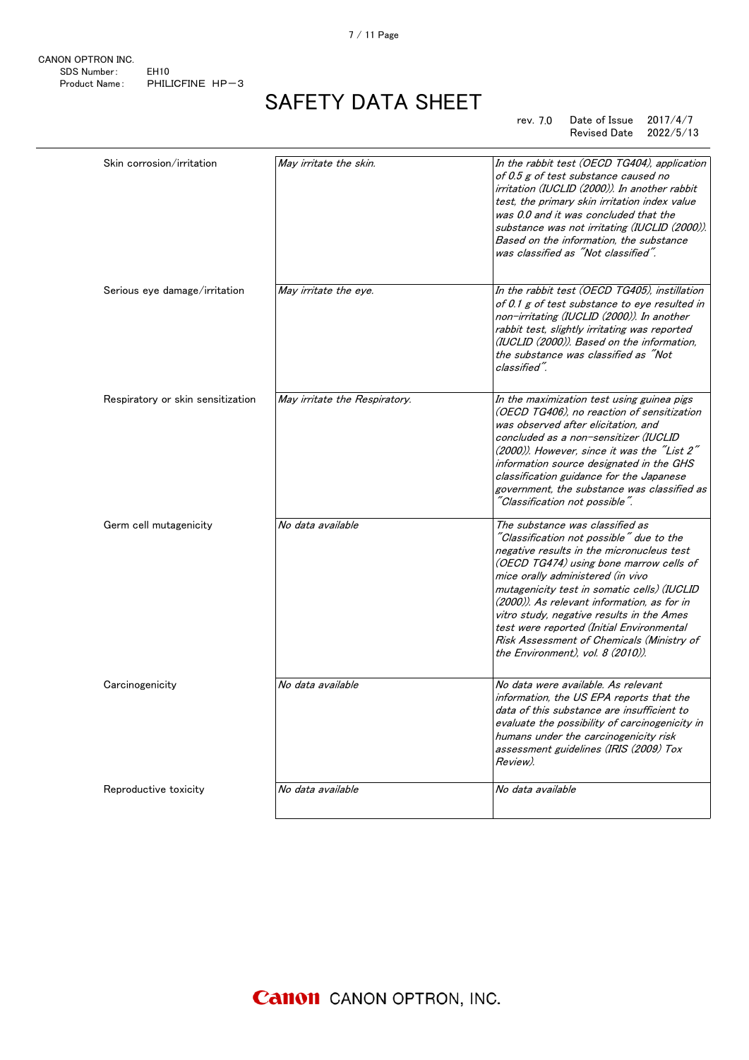CANON OPTRON INC.
SDS Number: EH10
Product Name: PHILICFINE HP−3

# SAFETY DATA SHEET

rev. 7.0 Date of Issue 2017/4/7
Revised Date 2022/5/13

| | | |
|---|---|---|
| Skin corrosion/irritation | *May irritate the skin.* | *In the rabbit test (OECD TG404), application of 0.5 g of test substance caused no irritation (IUCLID (2000)). In another rabbit test, the primary skin irritation index value was 0.0 and it was concluded that the substance was not irritating (IUCLID (2000)). Based on the information, the substance was classified as "Not classified".* |
| Serious eye damage/irritation | *May irritate the eye.* | *In the rabbit test (OECD TG405), instillation of 0.1 g of test substance to eye resulted in non-irritating (IUCLID (2000)). In another rabbit test, slightly irritating was reported (IUCLID (2000)). Based on the information, the substance was classified as "Not classified".* |
| Respiratory or skin sensitization | *May irritate the Respiratory.* | *In the maximization test using guinea pigs (OECD TG406), no reaction of sensitization was observed after elicitation, and concluded as a non-sensitizer (IUCLID (2000)). However, since it was the "List 2" information source designated in the GHS classification guidance for the Japanese government, the substance was classified as "Classification not possible".* |
| Germ cell mutagenicity | *No data available* | *The substance was classified as "Classification not possible" due to the negative results in the micronucleus test (OECD TG474) using bone marrow cells of mice orally administered (in vivo mutagenicity test in somatic cells) (IUCLID (2000)). As relevant information, as for in vitro study, negative results in the Ames test were reported (Initial Environmental Risk Assessment of Chemicals (Ministry of the Environment), vol. 8 (2010)).* |
| Carcinogenicity | *No data available* | *No data were available. As relevant information, the US EPA reports that the data of this substance are insufficient to evaluate the possibility of carcinogenicity in humans under the carcinogenicity risk assessment guidelines (IRIS (2009) Tox Review).* |
| Reproductive toxicity | *No data available* | *No data available* |

Canon CANON OPTRON, INC.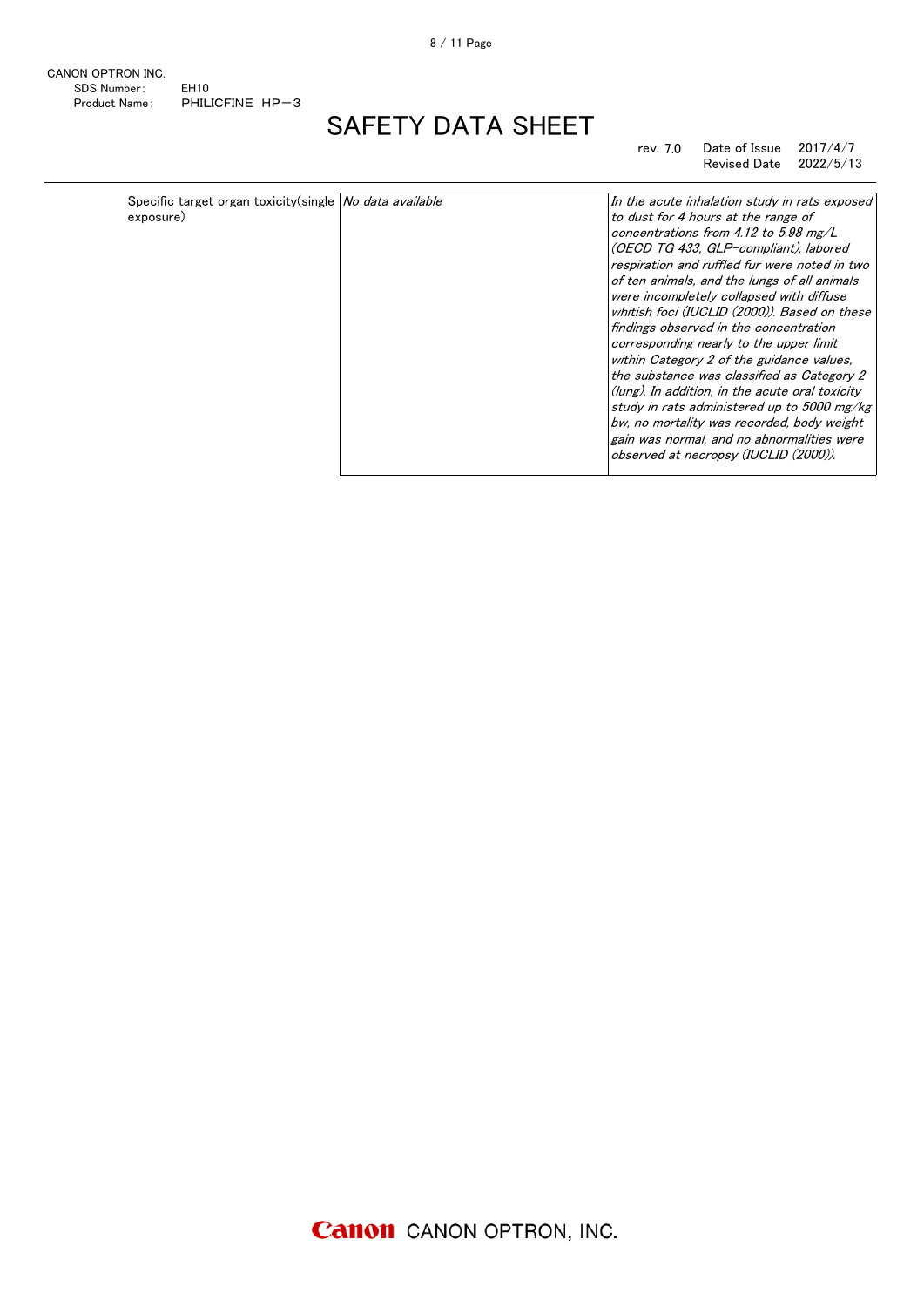| | | |
|---|---|---|
| Specific target organ toxicity(single exposure) | *No data available* | *In the acute inhalation study in rats exposed to dust for 4 hours at the range of concentrations from 4.12 to 5.98 mg/L (OECD TG 433, GLP-compliant), labored respiration and ruffled fur were noted in two of ten animals, and the lungs of all animals were incompletely collapsed with diffuse whitish foci (IUCLID (2000)). Based on these findings observed in the concentration corresponding nearly to the upper limit within Category 2 of the guidance values, the substance was classified as Category 2 (lung). In addition, in the acute oral toxicity study in rats administered up to 5000 mg/kg bw, no mortality was recorded, body weight gain was normal, and no abnormalities were observed at necropsy (IUCLID (2000)).* |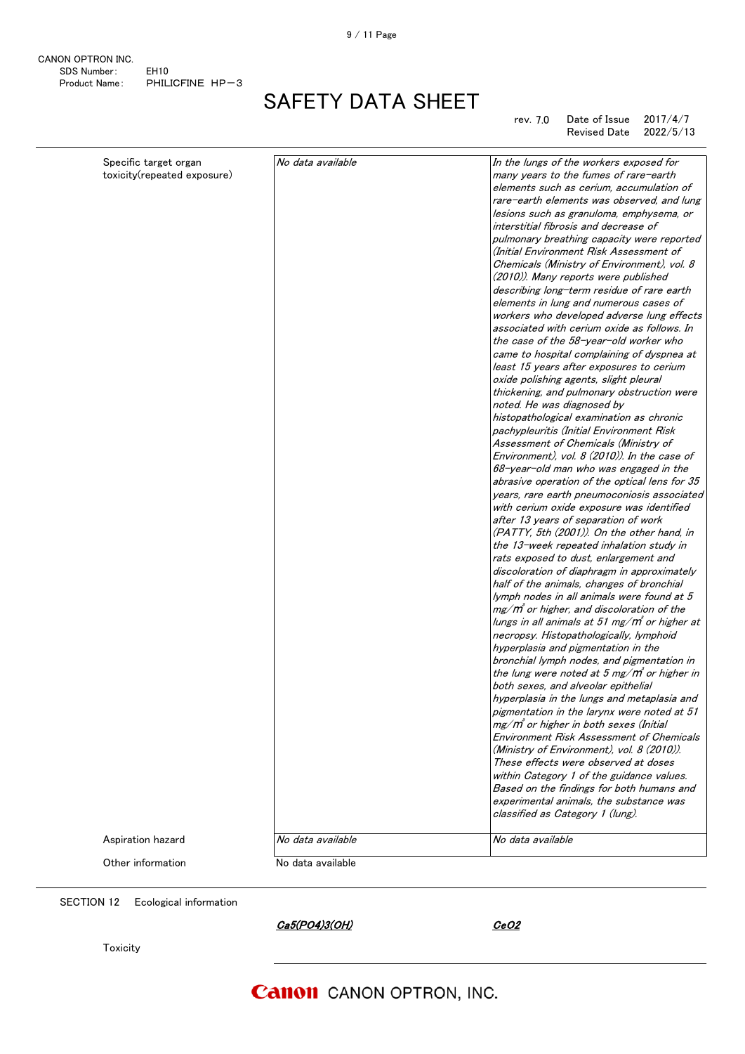| | | |
|---|---|---|
| Specific target organ toxicity(repeated exposure) | *No data available* | *In the lungs of the workers exposed for many years to the fumes of rare-earth elements such as cerium, accumulation of rare-earth elements was observed, and lung lesions such as granuloma, emphysema, or interstitial fibrosis and decrease of pulmonary breathing capacity were reported (Initial Environment Risk Assessment of Chemicals (Ministry of Environment), vol. 8 (2010)). Many reports were published describing long-term residue of rare earth elements in lung and numerous cases of workers who developed adverse lung effects associated with cerium oxide as follows. In the case of the 58-year-old worker who came to hospital complaining of dyspnea at least 15 years after exposures to cerium oxide polishing agents, slight pleural thickening, and pulmonary obstruction were noted. He was diagnosed by histopathological examination as chronic pachypleuritis (Initial Environment Risk Assessment of Chemicals (Ministry of Environment), vol. 8 (2010)). In the case of 68-year-old man who was engaged in the abrasive operation of the optical lens for 35 years, rare earth pneumoconiosis associated with cerium oxide exposure was identified after 13 years of separation of work (PATTY, 5th (2001)). On the other hand, in the 13-week repeated inhalation study in rats exposed to dust, enlargement and discoloration of diaphragm in approximately half of the animals, changes of bronchial lymph nodes in all animals were found at 5 $mg/m^3$ or higher, and discoloration of the lungs in all animals at 51 $mg/m^3$ or higher at necropsy. Histopathologically, lymphoid hyperplasia and pigmentation in the bronchial lymph nodes, and pigmentation in the lung were noted at 5 $mg/m^3$ or higher in both sexes, and alveolar epithelial hyperplasia in the lungs and metaplasia and pigmentation in the larynx were noted at 51 $mg/m^3$ or higher in both sexes (Initial Environment Risk Assessment of Chemicals (Ministry of Environment), vol. 8 (2010)). These effects were observed at doses within Category 1 of the guidance values. Based on the findings for both humans and experimental animals, the substance was classified as Category 1 (lung).* |
| Aspiration hazard | *No data available* | *No data available* |

Other information No data available

## SECTION 12 Ecological information

| | ***$Ca_5(PO_4)_3(OH)$*** | ***$CeO_2$*** |
|---|---|---|
| Toxicity | | |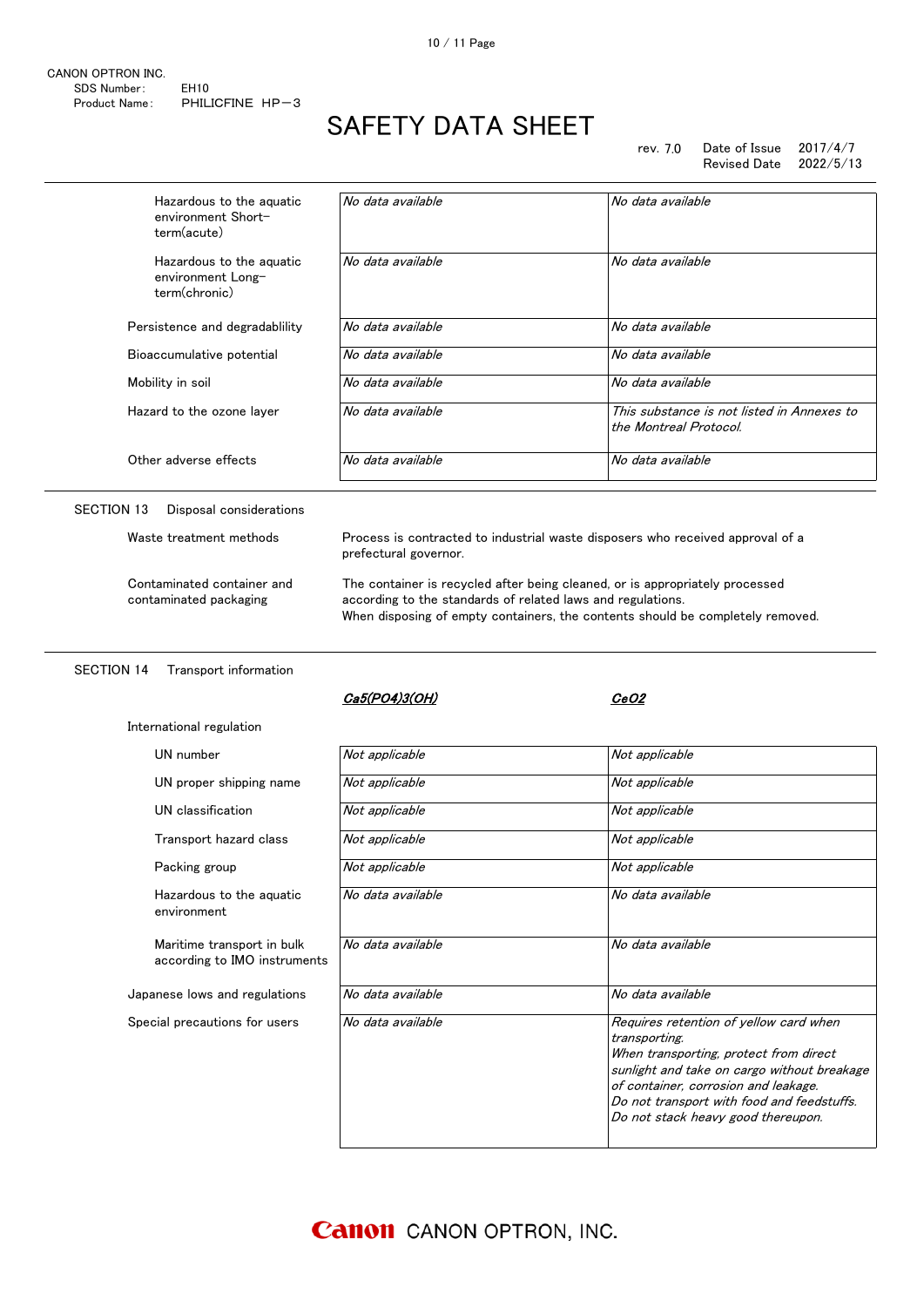| | | |
|---|---|---|
| Hazardous to the aquatic environment Short-term(acute) | *No data available* | *No data available* |
| Hazardous to the aquatic environment Long-term(chronic) | *No data available* | *No data available* |
| Persistence and degradablility | *No data available* | *No data available* |
| Bioaccumulative potential | *No data available* | *No data available* |
| Mobility in soil | *No data available* | *No data available* |
| Hazard to the ozone layer | *No data available* | *This substance is not listed in Annexes to the Montreal Protocol.* |
| Other adverse effects | *No data available* | *No data available* |

## SECTION 13 Disposal considerations

**Waste treatment methods**

Process is contracted to industrial waste disposers who received approval of a prefectural governor.

**Contaminated container and contaminated packaging**

The container is recycled after being cleaned, or is appropriately processed according to the standards of related laws and regulations.
When disposing of empty containers, the contents should be completely removed.

## SECTION 14 Transport information

| | $Ca_5(PO_4)_3(OH)$ | $CeO_2$ |
|---|---|---|
| **International regulation** | | |
| UN number | *Not applicable* | *Not applicable* |
| UN proper shipping name | *Not applicable* | *Not applicable* |
| UN classification | *Not applicable* | *Not applicable* |
| Transport hazard class | *Not applicable* | *Not applicable* |
| Packing group | *Not applicable* | *Not applicable* |
| Hazardous to the aquatic environment | *No data available* | *No data available* |
| Maritime transport in bulk according to IMO instruments | *No data available* | *No data available* |
| Japanese lows and regulations | *No data available* | *No data available* |
| Special precautions for users | *No data available* | *Requires retention of yellow card when transporting.* *When transporting, protect from direct sunlight and take on cargo without breakage of container, corrosion and leakage.* *Do not transport with food and feedstuffs.* *Do not stack heavy good thereupon.* |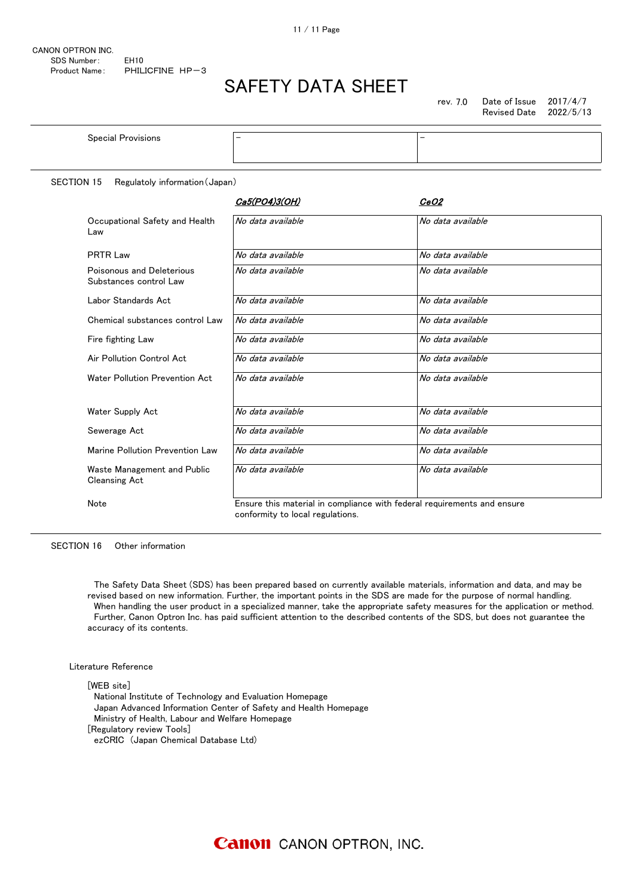CANON OPTRON INC.
SDS Number: EH10
Product Name: PHILICFINE HP−3

# SAFETY DATA SHEET

rev. 7.0 Date of Issue 2017/4/7
Revised Date 2022/5/13

| | | |
|---|---|---|
| Special Provisions | − | − |

## SECTION 15 Regulatoly information(Japan)

| | $Ca_5(PO_4)_3(OH)$ | $CeO_2$ |
|---|---|---|
| Occupational Safety and Health Law | *No data available* | *No data available* |
| PRTR Law | *No data available* | *No data available* |
| Poisonous and Deleterious Substances control Law | *No data available* | *No data available* |
| Labor Standards Act | *No data available* | *No data available* |
| Chemical substances control Law | *No data available* | *No data available* |
| Fire fighting Law | *No data available* | *No data available* |
| Air Pollution Control Act | *No data available* | *No data available* |
| Water Pollution Prevention Act | *No data available* | *No data available* |
| Water Supply Act | *No data available* | *No data available* |
| Sewerage Act | *No data available* | *No data available* |
| Marine Pollution Prevention Law | *No data available* | *No data available* |
| Waste Management and Public Cleansing Act | *No data available* | *No data available* |

Note: Ensure this material in compliance with federal requirements and ensure conformity to local regulations.

## SECTION 16 Other information

The Safety Data Sheet (SDS) has been prepared based on currently available materials, information and data, and may be revised based on new information. Further, the important points in the SDS are made for the purpose of normal handling.
When handling the user product in a specialized manner, take the appropriate safety measures for the application or method.
Further, Canon Optron Inc. has paid sufficient attention to the described contents of the SDS, but does not guarantee the accuracy of its contents.

Literature Reference

[WEB site]
National Institute of Technology and Evaluation Homepage
Japan Advanced Information Center of Safety and Health Homepage
Ministry of Health, Labour and Welfare Homepage
[Regulatory review Tools]
ezCRIC (Japan Chemical Database Ltd)

Canon CANON OPTRON, INC.